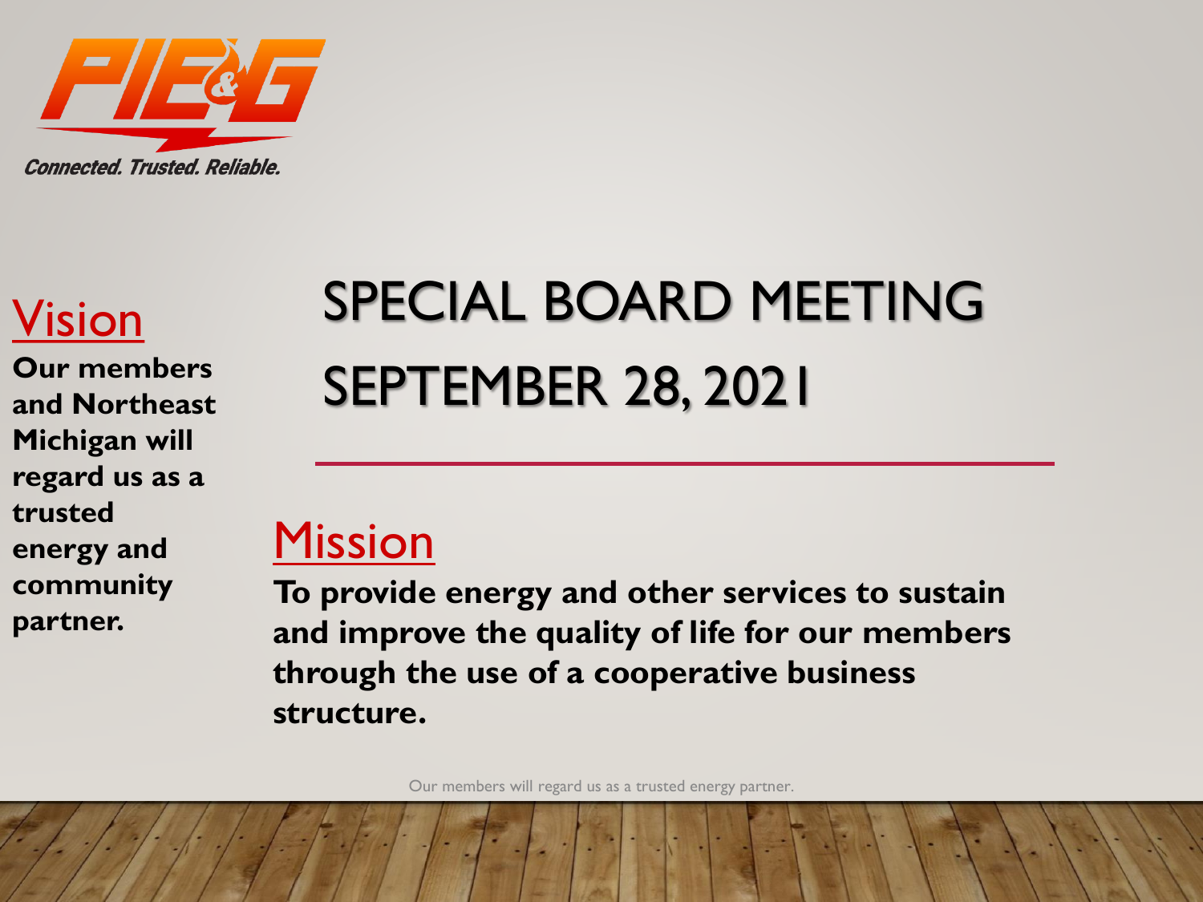PIE&G

*Connected. Trusted. Reliable.*

# SPECIAL BOARD MEETING SEPTEMBER 28, 2021

## Vision

**Our members and Northeast Michigan will regard us as a trusted energy and community partner.**

## Mission

**To provide energy and other services to sustain and improve the quality of life for our members through the use of a cooperative business structure.**

Our members will regard us as a trusted energy partner.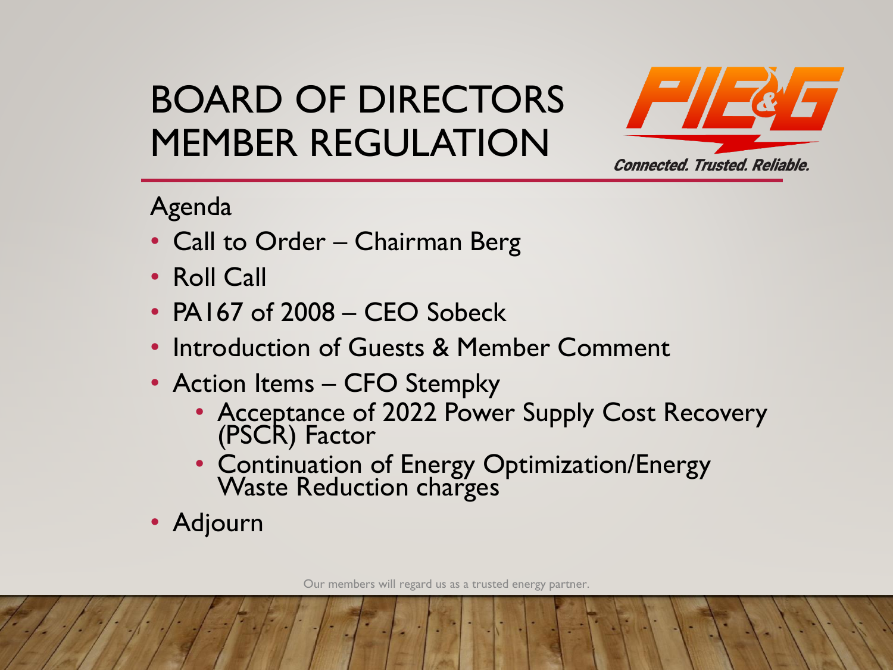# BOARD OF DIRECTORS MEMBER REGULATION

PIE&G

*Connected. Trusted. Reliable.*

Agenda

- Call to Order – Chairman Berg
- Roll Call
- PA167 of 2008 – CEO Sobeck
- Introduction of Guests & Member Comment
- Action Items – CFO Stempky
  - Acceptance of 2022 Power Supply Cost Recovery (PSCR) Factor
  - Continuation of Energy Optimization/Energy Waste Reduction charges
- Adjourn

Our members will regard us as a trusted energy partner.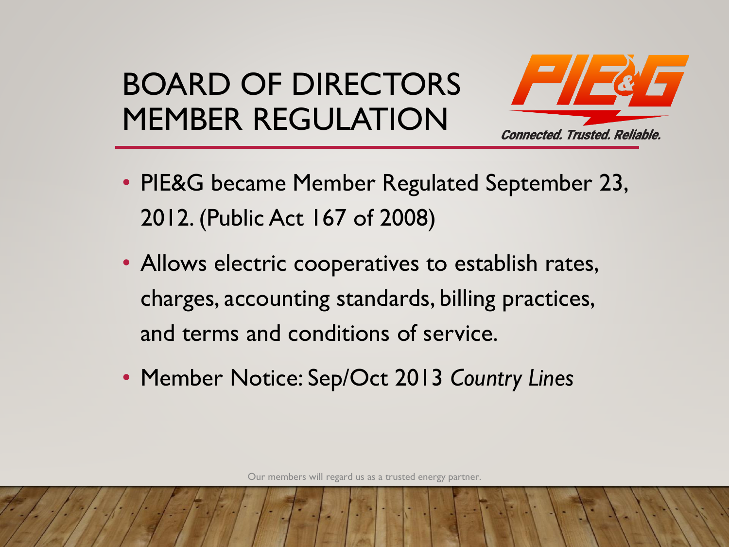# BOARD OF DIRECTORS MEMBER REGULATION

PIE&G

*Connected. Trusted. Reliable.*

- PIE&G became Member Regulated September 23, 2012. (Public Act 167 of 2008)
- Allows electric cooperatives to establish rates, charges, accounting standards, billing practices, and terms and conditions of service.
- Member Notice: Sep/Oct 2013 *Country Lines*

Our members will regard us as a trusted energy partner.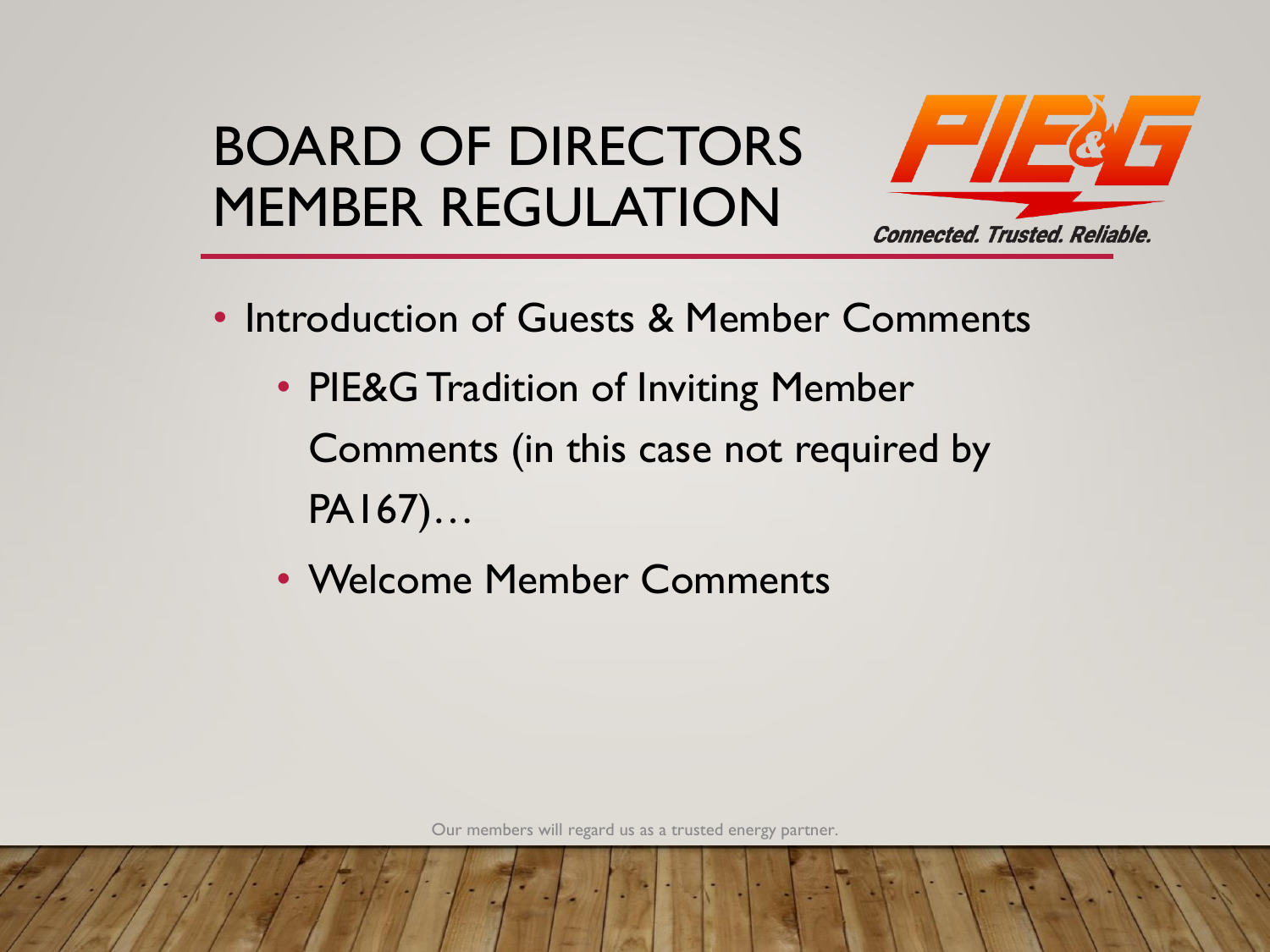# BOARD OF DIRECTORS MEMBER REGULATION

PIE&G

*Connected. Trusted. Reliable.*

- Introduction of Guests & Member Comments
  - PIE&G Tradition of Inviting Member Comments (in this case not required by PA167)…
  - Welcome Member Comments

Our members will regard us as a trusted energy partner.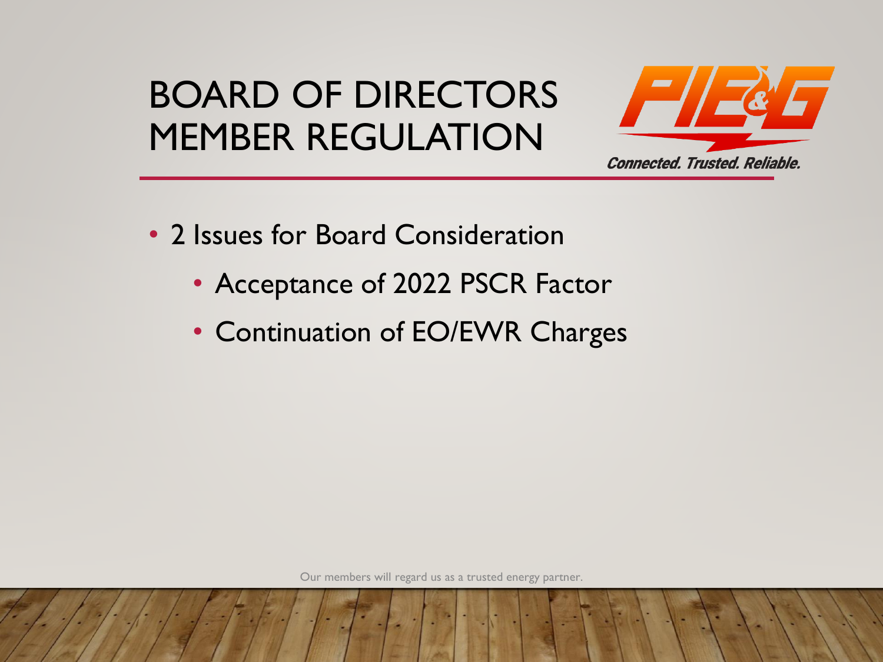# BOARD OF DIRECTORS MEMBER REGULATION

- 2 Issues for Board Consideration
  - Acceptance of 2022 PSCR Factor
  - Continuation of EO/EWR Charges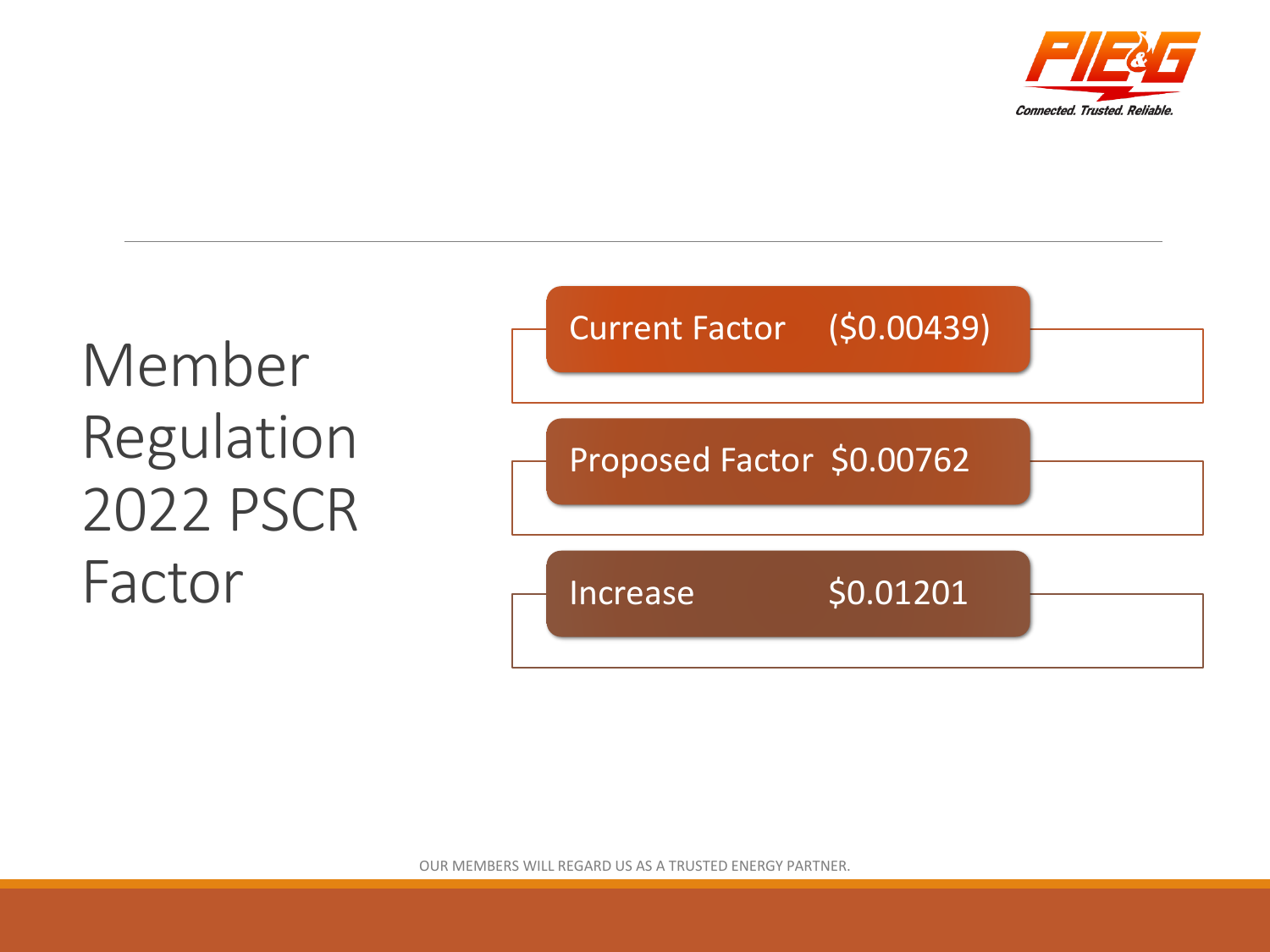# Member Regulation 2022 PSCR Factor

| | |
|---|---|
| Current Factor | ($0.00439) |
| Proposed Factor | $0.00762 |
| Increase | $0.01201 |

OUR MEMBERS WILL REGARD US AS A TRUSTED ENERGY PARTNER.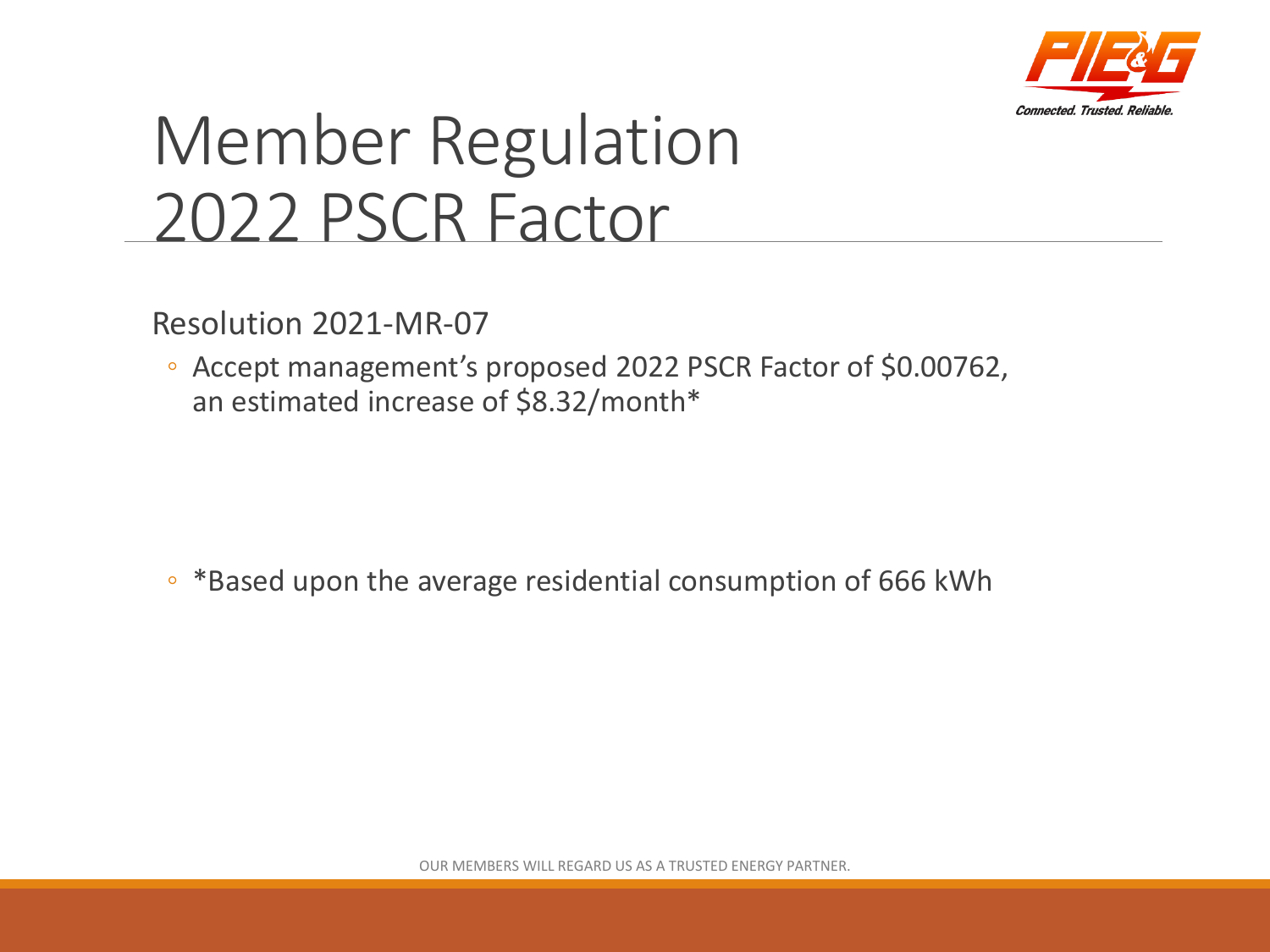# Member Regulation
# 2022 PSCR Factor

Resolution 2021-MR-07

- Accept management's proposed 2022 PSCR Factor of $0.00762, an estimated increase of $8.32/month*

- *Based upon the average residential consumption of 666 kWh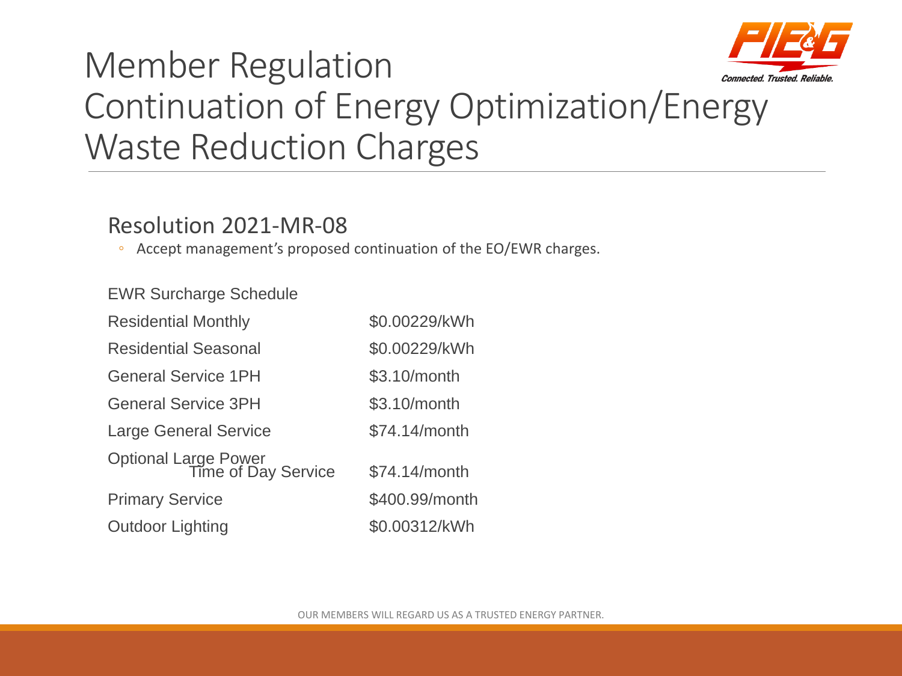# Member Regulation
# Continuation of Energy Optimization/Energy Waste Reduction Charges

## Resolution 2021-MR-08

- Accept management's proposed continuation of the EO/EWR charges.

| EWR Surcharge Schedule | |
|---|---|
| Residential Monthly | \$0.00229/kWh |
| Residential Seasonal | \$0.00229/kWh |
| General Service 1PH | \$3.10/month |
| General Service 3PH | \$3.10/month |
| Large General Service | \$74.14/month |
| Optional Large Power Time of Day Service | \$74.14/month |
| Primary Service | \$400.99/month |
| Outdoor Lighting | \$0.00312/kWh |

OUR MEMBERS WILL REGARD US AS A TRUSTED ENERGY PARTNER.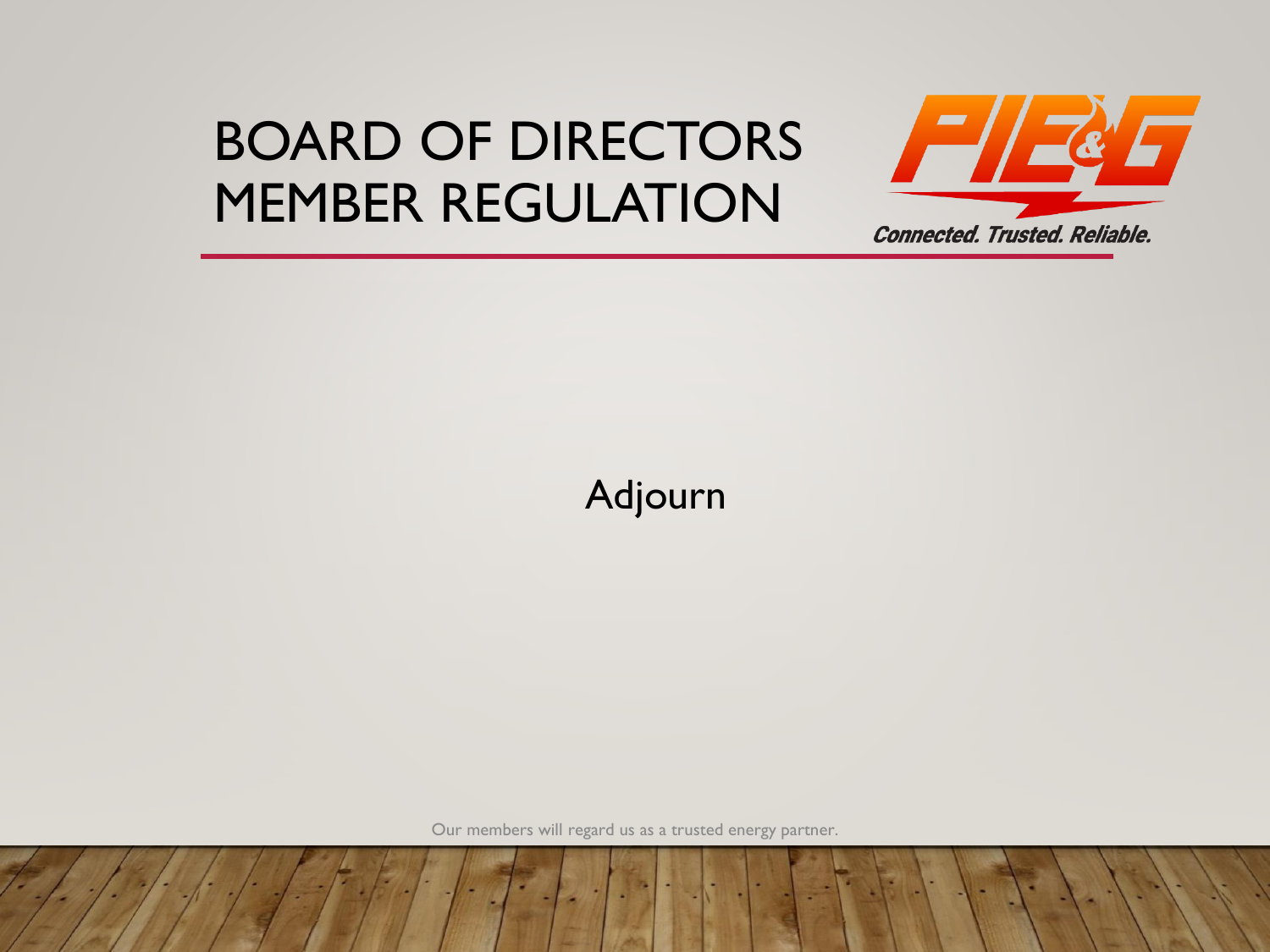# BOARD OF DIRECTORS MEMBER REGULATION

PIE&G

*Connected. Trusted. Reliable.*

Adjourn

Our members will regard us as a trusted energy partner.